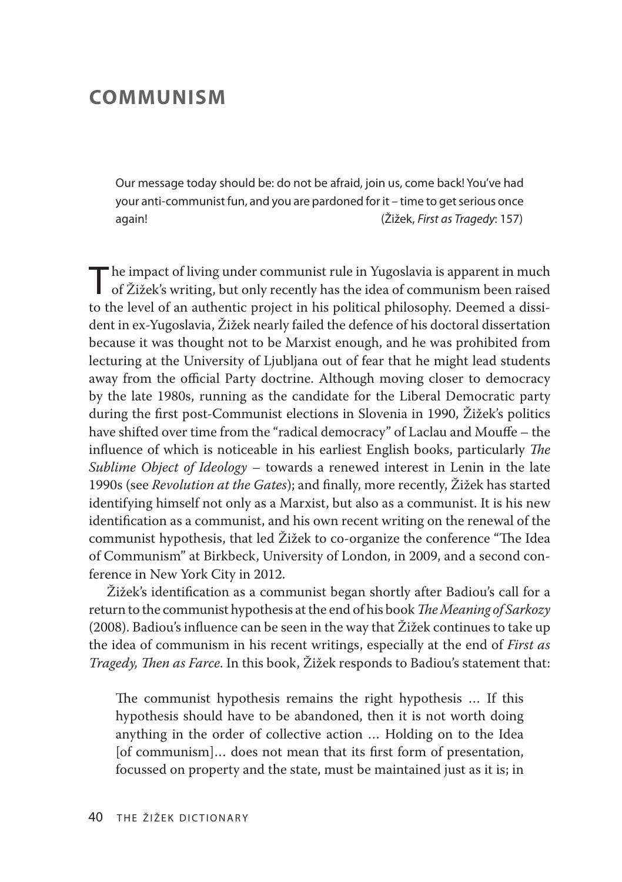# COMMUNISM

> Our message today should be: do not be afraid, join us, come back! You've had your anti-communist fun, and you are pardoned for it – time to get serious once again! (Žižek, *First as Tragedy*: 157)

The impact of living under communist rule in Yugoslavia is apparent in much of Žižek's writing, but only recently has the idea of communism been raised to the level of an authentic project in his political philosophy. Deemed a dissident in ex-Yugoslavia, Žižek nearly failed the defence of his doctoral dissertation because it was thought not to be Marxist enough, and he was prohibited from lecturing at the University of Ljubljana out of fear that he might lead students away from the official Party doctrine. Although moving closer to democracy by the late 1980s, running as the candidate for the Liberal Democratic party during the first post-Communist elections in Slovenia in 1990, Žižek's politics have shifted over time from the "radical democracy" of Laclau and Mouffe – the influence of which is noticeable in his earliest English books, particularly *The Sublime Object of Ideology* – towards a renewed interest in Lenin in the late 1990s (see *Revolution at the Gates*); and finally, more recently, Žižek has started identifying himself not only as a Marxist, but also as a communist. It is his new identification as a communist, and his own recent writing on the renewal of the communist hypothesis, that led Žižek to co-organize the conference "The Idea of Communism" at Birkbeck, University of London, in 2009, and a second conference in New York City in 2012.

Žižek's identification as a communist began shortly after Badiou's call for a return to the communist hypothesis at the end of his book *The Meaning of Sarkozy* (2008). Badiou's influence can be seen in the way that Žižek continues to take up the idea of communism in his recent writings, especially at the end of *First as Tragedy, Then as Farce*. In this book, Žižek responds to Badiou's statement that:

> The communist hypothesis remains the right hypothesis … If this hypothesis should have to be abandoned, then it is not worth doing anything in the order of collective action … Holding on to the Idea [of communism]… does not mean that its first form of presentation, focussed on property and the state, must be maintained just as it is; in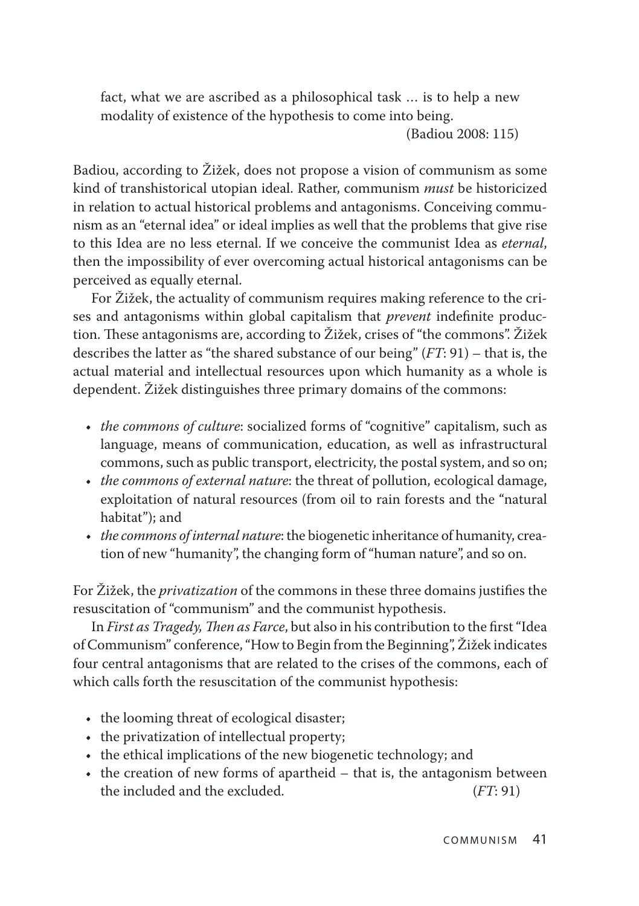fact, what we are ascribed as a philosophical task … is to help a new modality of existence of the hypothesis to come into being.

(Badiou 2008: 115)

Badiou, according to Žižek, does not propose a vision of communism as some kind of transhistorical utopian ideal. Rather, communism *must* be historicized in relation to actual historical problems and antagonisms. Conceiving communism as an "eternal idea" or ideal implies as well that the problems that give rise to this Idea are no less eternal. If we conceive the communist Idea as *eternal*, then the impossibility of ever overcoming actual historical antagonisms can be perceived as equally eternal.

For Žižek, the actuality of communism requires making reference to the crises and antagonisms within global capitalism that *prevent* indefinite production. These antagonisms are, according to Žižek, crises of "the commons". Žižek describes the latter as "the shared substance of our being" (*FT*: 91) – that is, the actual material and intellectual resources upon which humanity as a whole is dependent. Žižek distinguishes three primary domains of the commons:

- *the commons of culture*: socialized forms of "cognitive" capitalism, such as language, means of communication, education, as well as infrastructural commons, such as public transport, electricity, the postal system, and so on;
- *the commons of external nature*: the threat of pollution, ecological damage, exploitation of natural resources (from oil to rain forests and the "natural habitat"); and
- *the commons of internal nature*: the biogenetic inheritance of humanity, creation of new "humanity", the changing form of "human nature", and so on.

For Žižek, the *privatization* of the commons in these three domains justifies the resuscitation of "communism" and the communist hypothesis.

In *First as Tragedy, Then as Farce*, but also in his contribution to the first "Idea of Communism" conference, "How to Begin from the Beginning", Žižek indicates four central antagonisms that are related to the crises of the commons, each of which calls forth the resuscitation of the communist hypothesis:

- the looming threat of ecological disaster;
- the privatization of intellectual property;
- the ethical implications of the new biogenetic technology; and
- the creation of new forms of apartheid – that is, the antagonism between the included and the excluded. (*FT*: 91)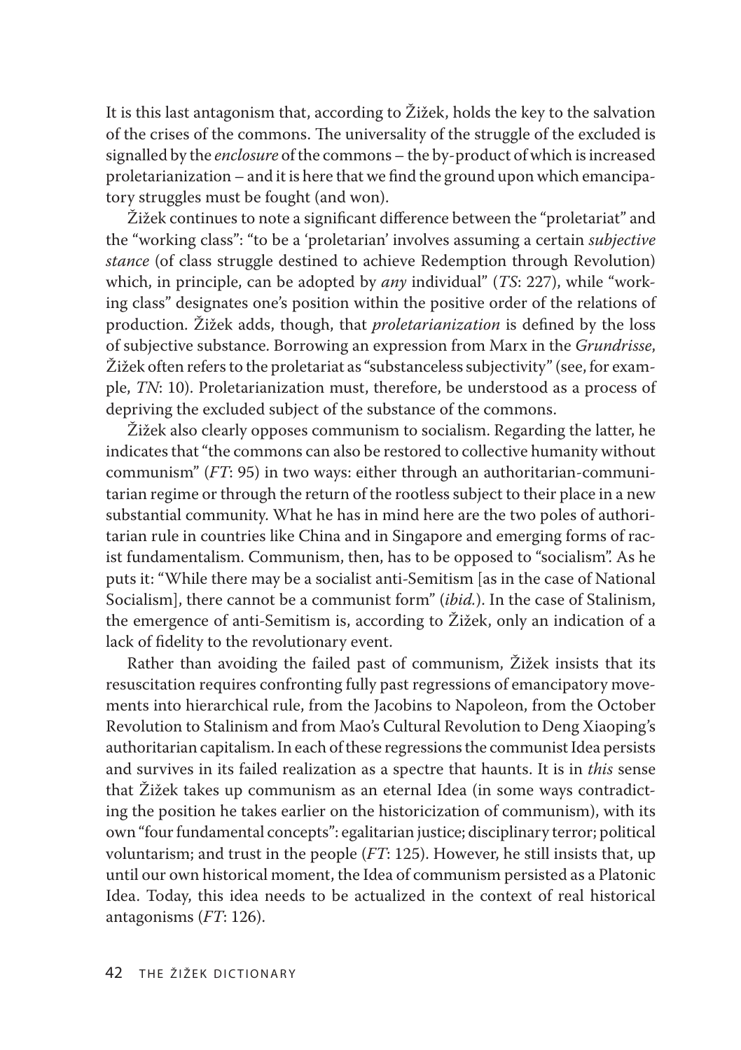It is this last antagonism that, according to Žižek, holds the key to the salvation of the crises of the commons. The universality of the struggle of the excluded is signalled by the *enclosure* of the commons – the by-product of which is increased proletarianization – and it is here that we find the ground upon which emancipatory struggles must be fought (and won).

Žižek continues to note a significant difference between the "proletariat" and the "working class": "to be a 'proletarian' involves assuming a certain *subjective stance* (of class struggle destined to achieve Redemption through Revolution) which, in principle, can be adopted by *any* individual" (*TS*: 227), while "working class" designates one's position within the positive order of the relations of production. Žižek adds, though, that *proletarianization* is defined by the loss of subjective substance. Borrowing an expression from Marx in the *Grundrisse*, Žižek often refers to the proletariat as "substanceless subjectivity" (see, for example, *TN*: 10). Proletarianization must, therefore, be understood as a process of depriving the excluded subject of the substance of the commons.

Žižek also clearly opposes communism to socialism. Regarding the latter, he indicates that "the commons can also be restored to collective humanity without communism" (*FT*: 95) in two ways: either through an authoritarian-communitarian regime or through the return of the rootless subject to their place in a new substantial community. What he has in mind here are the two poles of authoritarian rule in countries like China and in Singapore and emerging forms of racist fundamentalism. Communism, then, has to be opposed to "socialism". As he puts it: "While there may be a socialist anti-Semitism [as in the case of National Socialism], there cannot be a communist form" (*ibid.*). In the case of Stalinism, the emergence of anti-Semitism is, according to Žižek, only an indication of a lack of fidelity to the revolutionary event.

Rather than avoiding the failed past of communism, Žižek insists that its resuscitation requires confronting fully past regressions of emancipatory movements into hierarchical rule, from the Jacobins to Napoleon, from the October Revolution to Stalinism and from Mao's Cultural Revolution to Deng Xiaoping's authoritarian capitalism. In each of these regressions the communist Idea persists and survives in its failed realization as a spectre that haunts. It is in *this* sense that Žižek takes up communism as an eternal Idea (in some ways contradicting the position he takes earlier on the historicization of communism), with its own "four fundamental concepts": egalitarian justice; disciplinary terror; political voluntarism; and trust in the people (*FT*: 125). However, he still insists that, up until our own historical moment, the Idea of communism persisted as a Platonic Idea. Today, this idea needs to be actualized in the context of real historical antagonisms (*FT*: 126).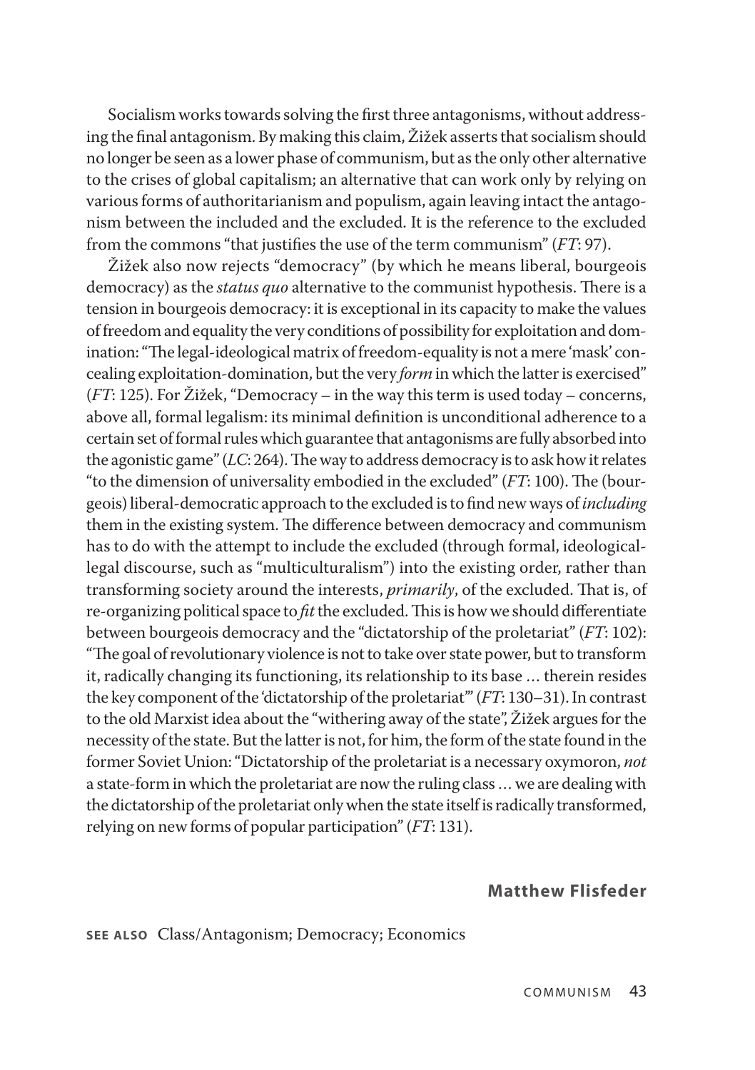Socialism works towards solving the first three antagonisms, without addressing the final antagonism. By making this claim, Žižek asserts that socialism should no longer be seen as a lower phase of communism, but as the only other alternative to the crises of global capitalism; an alternative that can work only by relying on various forms of authoritarianism and populism, again leaving intact the antagonism between the included and the excluded. It is the reference to the excluded from the commons "that justifies the use of the term communism" (*FT*: 97).

Žižek also now rejects "democracy" (by which he means liberal, bourgeois democracy) as the *status quo* alternative to the communist hypothesis. There is a tension in bourgeois democracy: it is exceptional in its capacity to make the values of freedom and equality the very conditions of possibility for exploitation and domination: "The legal-ideological matrix of freedom-equality is not a mere 'mask' concealing exploitation-domination, but the very *form* in which the latter is exercised" (*FT*: 125). For Žižek, "Democracy – in the way this term is used today – concerns, above all, formal legalism: its minimal definition is unconditional adherence to a certain set of formal rules which guarantee that antagonisms are fully absorbed into the agonistic game" (*LC*: 264). The way to address democracy is to ask how it relates "to the dimension of universality embodied in the excluded" (*FT*: 100). The (bourgeois) liberal-democratic approach to the excluded is to find new ways of *including* them in the existing system. The difference between democracy and communism has to do with the attempt to include the excluded (through formal, ideological-legal discourse, such as "multiculturalism") into the existing order, rather than transforming society around the interests, *primarily*, of the excluded. That is, of re-organizing political space to *fit* the excluded. This is how we should differentiate between bourgeois democracy and the "dictatorship of the proletariat" (*FT*: 102): "The goal of revolutionary violence is not to take over state power, but to transform it, radically changing its functioning, its relationship to its base … therein resides the key component of the 'dictatorship of the proletariat'" (*FT*: 130–31). In contrast to the old Marxist idea about the "withering away of the state", Žižek argues for the necessity of the state. But the latter is not, for him, the form of the state found in the former Soviet Union: "Dictatorship of the proletariat is a necessary oxymoron, *not* a state-form in which the proletariat are now the ruling class … we are dealing with the dictatorship of the proletariat only when the state itself is radically transformed, relying on new forms of popular participation" (*FT*: 131).

**Matthew Flisfeder**

**SEE ALSO** Class/Antagonism; Democracy; Economics